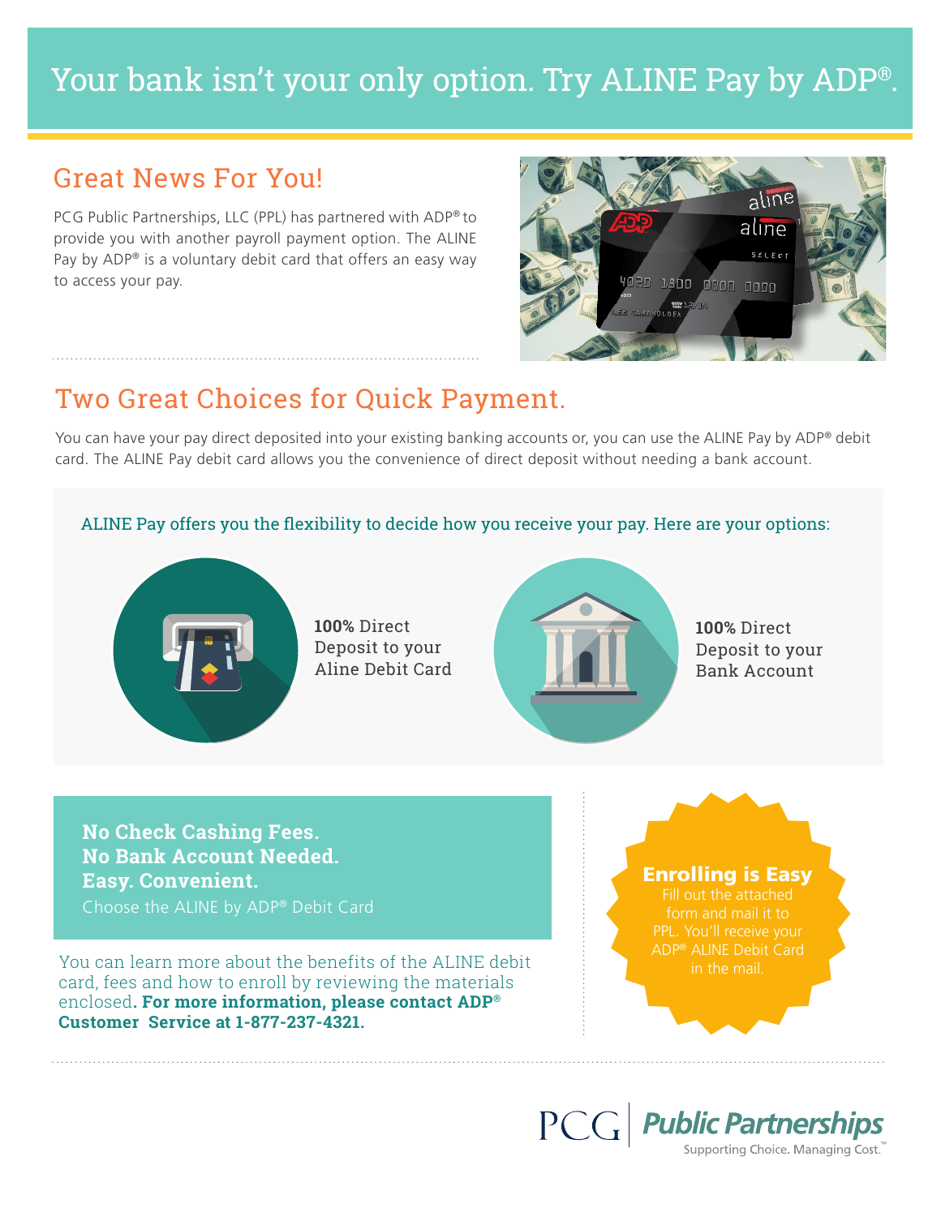# Your bank isn't your only option. Try ALINE Pay by ADP®.

## Great News For You!

PCG Public Partnerships, LLC (PPL) has partnered with ADP® to provide you with another payroll payment option. The ALINE Pay by ADP® is a voluntary debit card that offers an easy way to access your pay.

## Two Great Choices for Quick Payment.

You can have your pay direct deposited into your existing banking accounts or, you can use the ALINE Pay by ADP® debit card. The ALINE Pay debit card allows you the convenience of direct deposit without needing a bank account.

ALINE Pay offers you the flexibility to decide how you receive your pay. Here are your options:

- **100%** Direct Deposit to your Aline Debit Card
- **100%** Direct Deposit to your Bank Account

**No Check Cashing Fees.**
**No Bank Account Needed.**
**Easy. Convenient.**
Choose the ALINE by ADP® Debit Card

You can learn more about the benefits of the ALINE debit card, fees and how to enroll by reviewing the materials enclosed. **For more information, please contact ADP® Customer Service at 1-877-237-4321.**

**Enrolling is Easy**
Fill out the attached form and mail it to PPL. You'll receive your ADP® ALINE Debit Card in the mail.

PCG | Public Partnerships
Supporting Choice. Managing Cost.™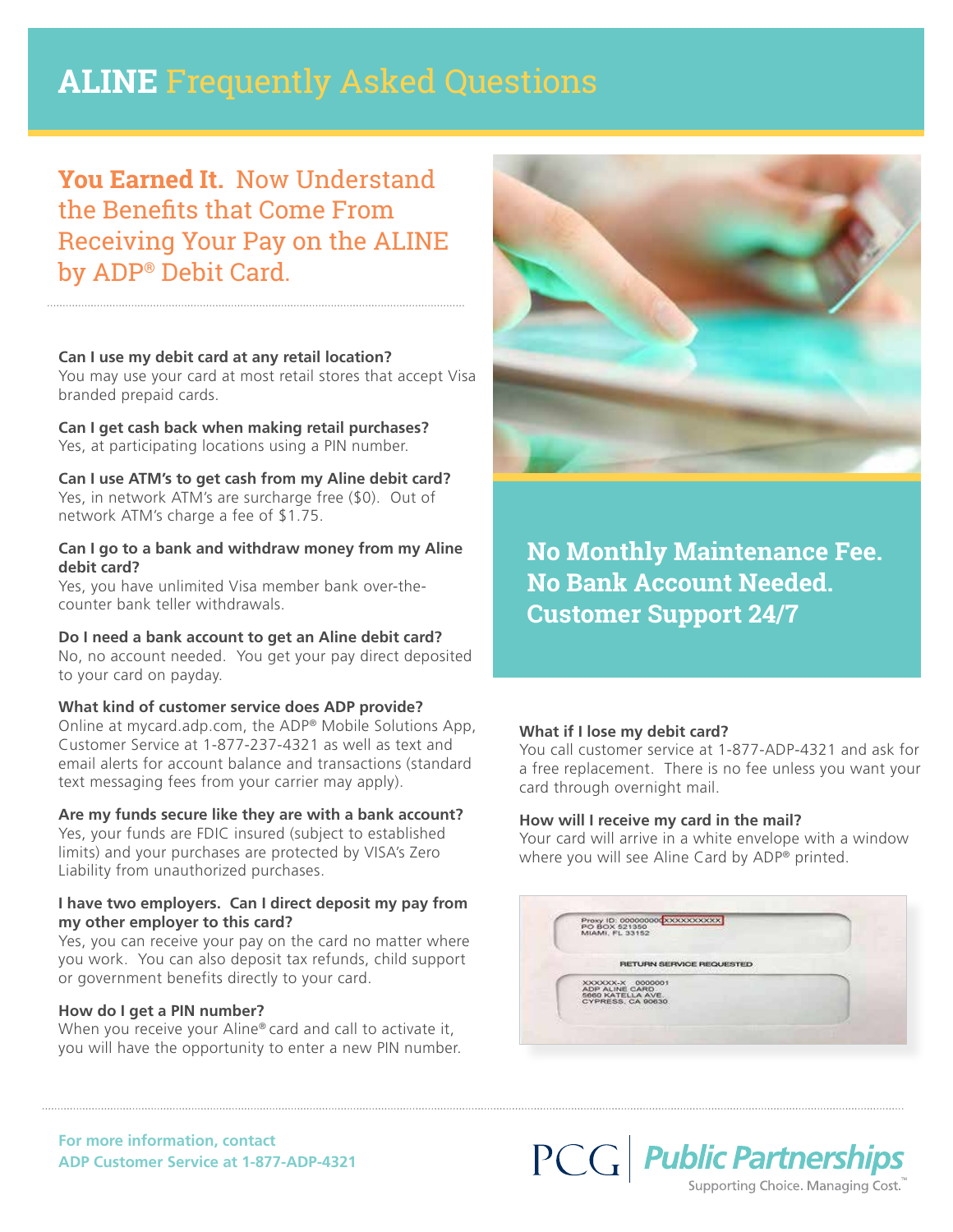# **ALINE** Frequently Asked Questions

## **You Earned It.** Now Understand the Benefits that Come From Receiving Your Pay on the ALINE by ADP® Debit Card.

**Can I use my debit card at any retail location?**
You may use your card at most retail stores that accept Visa branded prepaid cards.

**Can I get cash back when making retail purchases?**
Yes, at participating locations using a PIN number.

**Can I use ATM's to get cash from my Aline debit card?**
Yes, in network ATM's are surcharge free ($0). Out of network ATM's charge a fee of $1.75.

**Can I go to a bank and withdraw money from my Aline debit card?**
Yes, you have unlimited Visa member bank over-the-counter bank teller withdrawals.

**Do I need a bank account to get an Aline debit card?**
No, no account needed. You get your pay direct deposited to your card on payday.

**What kind of customer service does ADP provide?**
Online at mycard.adp.com, the ADP® Mobile Solutions App, Customer Service at 1-877-237-4321 as well as text and email alerts for account balance and transactions (standard text messaging fees from your carrier may apply).

**Are my funds secure like they are with a bank account?**
Yes, your funds are FDIC insured (subject to established limits) and your purchases are protected by VISA's Zero Liability from unauthorized purchases.

**I have two employers. Can I direct deposit my pay from my other employer to this card?**
Yes, you can receive your pay on the card no matter where you work. You can also deposit tax refunds, child support or government benefits directly to your card.

**How do I get a PIN number?**
When you receive your Aline® card and call to activate it, you will have the opportunity to enter a new PIN number.

**No Monthly Maintenance Fee.**
**No Bank Account Needed.**
**Customer Support 24/7**

**What if I lose my debit card?**
You call customer service at 1-877-ADP-4321 and ask for a free replacement. There is no fee unless you want your card through overnight mail.

**How will I receive my card in the mail?**
Your card will arrive in a white envelope with a window where you will see Aline Card by ADP® printed.

Proxy ID: 000000000XXXXXXXXXX
PO BOX 521350
MIAMI, FL 33152

RETURN SERVICE REQUESTED

XXXXXX-X 0000001
ADP ALINE CARD
5660 KATELLA AVE.
CYPRESS, CA 90630

**For more information, contact ADP Customer Service at 1-877-ADP-4321**

PCG | Public Partnerships
Supporting Choice. Managing Cost.™